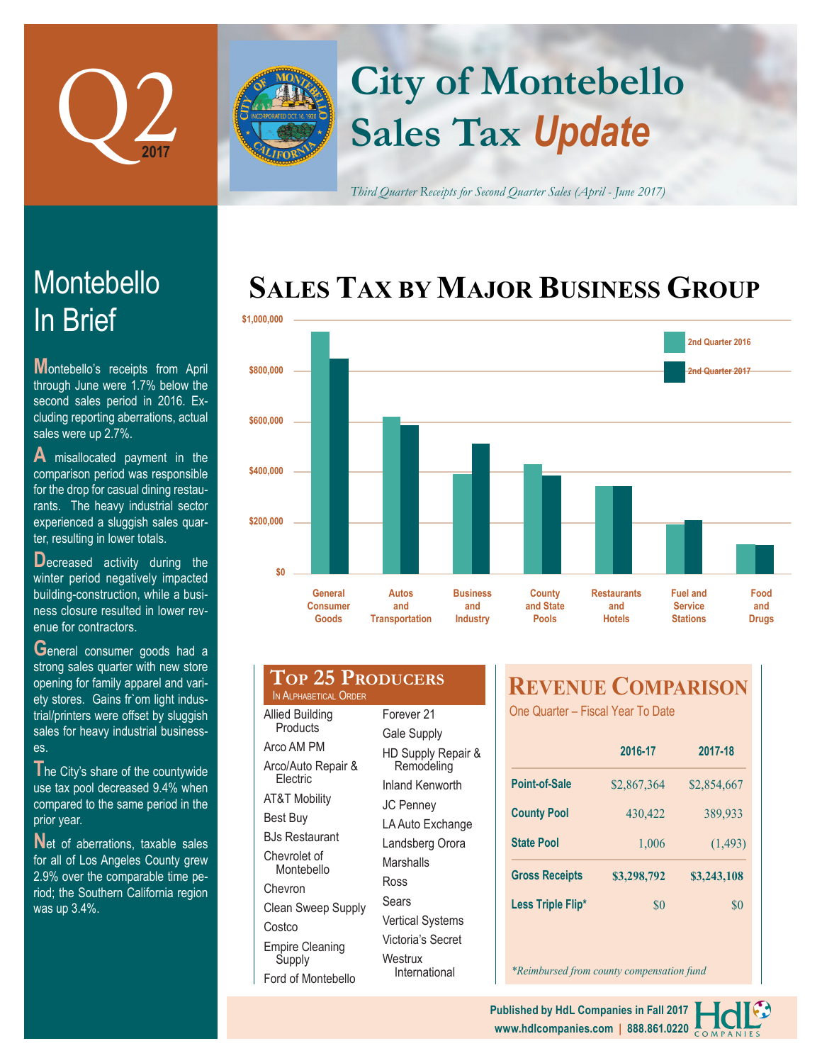# Q2 2017

# City of Montebello Sales Tax *Update*

*Third Quarter Receipts for Second Quarter Sales (April - June 2017)*

## Montebello In Brief

Montebello's receipts from April through June were 1.7% below the second sales period in 2016. Excluding reporting aberrations, actual sales were up 2.7%.

A misallocated payment in the comparison period was responsible for the drop for casual dining restaurants. The heavy industrial sector experienced a sluggish sales quarter, resulting in lower totals.

Decreased activity during the winter period negatively impacted building-construction, while a business closure resulted in lower revenue for contractors.

General consumer goods had a strong sales quarter with new store opening for family apparel and variety stores. Gains fr`om light industrial/printers were offset by sluggish sales for heavy industrial businesses.

The City's share of the countywide use tax pool decreased 9.4% when compared to the same period in the prior year.

Net of aberrations, taxable sales for all of Los Angeles County grew 2.9% over the comparable time period; the Southern California region was up 3.4%.

## Sales Tax by Major Business Group

Chart categories: General Consumer Goods; Autos and Transportation; Business and Industry; County and State Pools; Restaurants and Hotels; Fuel and Service Stations; Food and Drugs. Legend: 2nd Quarter 2016, 2nd Quarter 2017. Axis: $0 – $1,000,000.

## Top 25 Producers

In Alphabetical Order

- Allied Building Products
- Arco AM PM
- Arco/Auto Repair & Electric
- AT&T Mobility
- Best Buy
- BJs Restaurant
- Chevrolet of Montebello
- Chevron
- Clean Sweep Supply
- Costco
- Empire Cleaning Supply
- Ford of Montebello
- Forever 21
- Gale Supply
- HD Supply Repair & Remodeling
- Inland Kenworth
- JC Penney
- LA Auto Exchange
- Landsberg Orora
- Marshalls
- Ross
- Sears
- Vertical Systems
- Victoria's Secret
- Westrux International

## Revenue Comparison

One Quarter – Fiscal Year To Date

| | 2016-17 | 2017-18 |
|---|---|---|
| Point-of-Sale | $2,867,364 | $2,854,667 |
| County Pool | 430,422 | 389,933 |
| State Pool | 1,006 | (1,493) |
| Gross Receipts | $3,298,792 | $3,243,108 |
| Less Triple Flip* | $0 | $0 |

*Reimbursed from county compensation fund

Published by HdL Companies in Fall 2017
www.hdlcompanies.com | 888.861.0220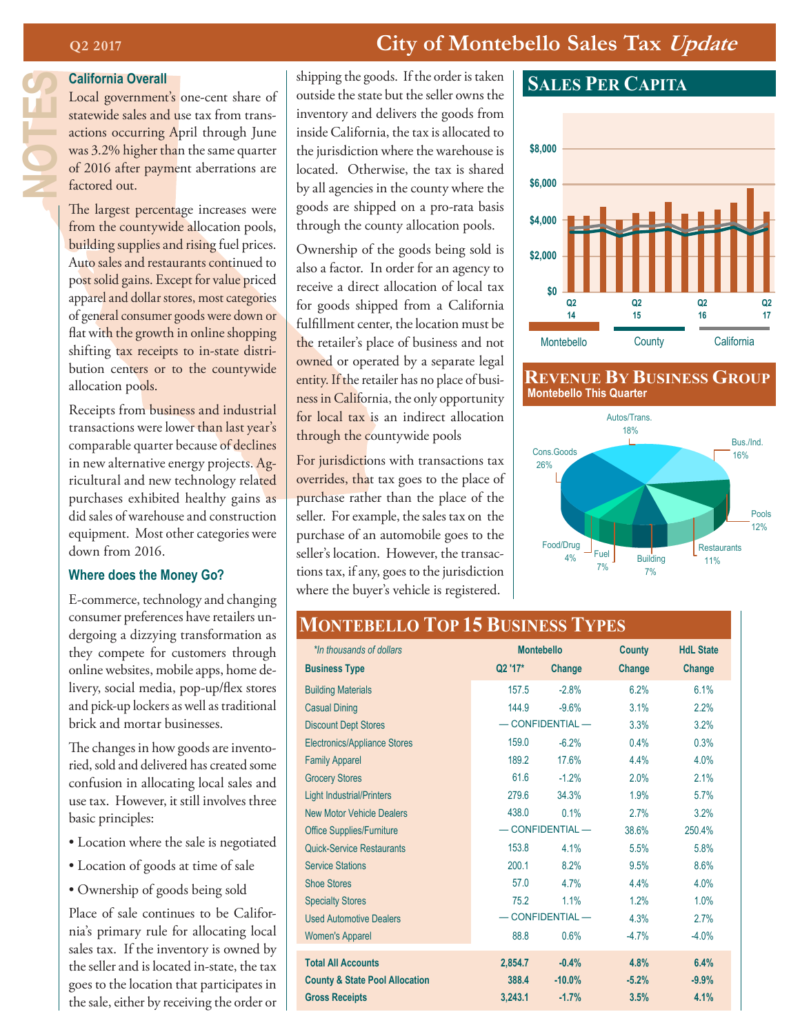Q2 2017

# City of Montebello Sales Tax *Update*

NOTES

### California Overall

Local government's one-cent share of statewide sales and use tax from transactions occurring April through June was 3.2% higher than the same quarter of 2016 after payment aberrations are factored out.

The largest percentage increases were from the countywide allocation pools, building supplies and rising fuel prices. Auto sales and restaurants continued to post solid gains. Except for value priced apparel and dollar stores, most categories of general consumer goods were down or flat with the growth in online shopping shifting tax receipts to in-state distribution centers or to the countywide allocation pools.

Receipts from business and industrial transactions were lower than last year's comparable quarter because of declines in new alternative energy projects. Agricultural and new technology related purchases exhibited healthy gains as did sales of warehouse and construction equipment. Most other categories were down from 2016.

### Where does the Money Go?

E-commerce, technology and changing consumer preferences have retailers undergoing a dizzying transformation as they compete for customers through online websites, mobile apps, home delivery, social media, pop-up/flex stores and pick-up lockers as well as traditional brick and mortar businesses.

The changes in how goods are inventoried, sold and delivered has created some confusion in allocating local sales and use tax. However, it still involves three basic principles:

- Location where the sale is negotiated
- Location of goods at time of sale
- Ownership of goods being sold

Place of sale continues to be California's primary rule for allocating local sales tax. If the inventory is owned by the seller and is located in-state, the tax goes to the location that participates in the sale, either by receiving the order or shipping the goods. If the order is taken outside the state but the seller owns the inventory and delivers the goods from inside California, the tax is allocated to the jurisdiction where the warehouse is located. Otherwise, the tax is shared by all agencies in the county where the goods are shipped on a pro-rata basis through the county allocation pools.

Ownership of the goods being sold is also a factor. In order for an agency to receive a direct allocation of local tax for goods shipped from a California fulfillment center, the location must be the retailer's place of business and not owned or operated by a separate legal entity. If the retailer has no place of business in California, the only opportunity for local tax is an indirect allocation through the countywide pools

For jurisdictions with transactions tax overrides, that tax goes to the place of purchase rather than the place of the seller. For example, the sales tax on the purchase of an automobile goes to the seller's location. However, the transactions tax, if any, goes to the jurisdiction where the buyer's vehicle is registered.

## Sales Per Capita

$8,000
$6,000
$4,000
$2,000
$0
Q2 14
Q2 15
Q2 16
Q2 17
Montebello
County
California

## Revenue By Business Group

Montebello This Quarter

Autos/Trans. 18%
Bus./Ind. 16%
Pools 12%
Restaurants 11%
Building 7%
Fuel 7%
Food/Drug 4%
Cons.Goods 26%

## Montebello Top 15 Business Types

| *In thousands of dollars | Montebello | | County | HdL State |
|---|---|---|---|---|
| Business Type | Q2 '17* | Change | Change | Change |
| Building Materials | 157.5 | -2.8% | 6.2% | 6.1% |
| Casual Dining | 144.9 | -9.6% | 3.1% | 2.2% |
| Discount Dept Stores | — CONFIDENTIAL — | | 3.3% | 3.2% |
| Electronics/Appliance Stores | 159.0 | -6.2% | 0.4% | 0.3% |
| Family Apparel | 189.2 | 17.6% | 4.4% | 4.0% |
| Grocery Stores | 61.6 | -1.2% | 2.0% | 2.1% |
| Light Industrial/Printers | 279.6 | 34.3% | 1.9% | 5.7% |
| New Motor Vehicle Dealers | 438.0 | 0.1% | 2.7% | 3.2% |
| Office Supplies/Furniture | — CONFIDENTIAL — | | 38.6% | 250.4% |
| Quick-Service Restaurants | 153.8 | 4.1% | 5.5% | 5.8% |
| Service Stations | 200.1 | 8.2% | 9.5% | 8.6% |
| Shoe Stores | 57.0 | 4.7% | 4.4% | 4.0% |
| Specialty Stores | 75.2 | 1.1% | 1.2% | 1.0% |
| Used Automotive Dealers | — CONFIDENTIAL — | | 4.3% | 2.7% |
| Women's Apparel | 88.8 | 0.6% | -4.7% | -4.0% |
| **Total All Accounts** | **2,854.7** | **-0.4%** | **4.8%** | **6.4%** |
| **County & State Pool Allocation** | **388.4** | **-10.0%** | **-5.2%** | **-9.9%** |
| **Gross Receipts** | **3,243.1** | **-1.7%** | **3.5%** | **4.1%** |